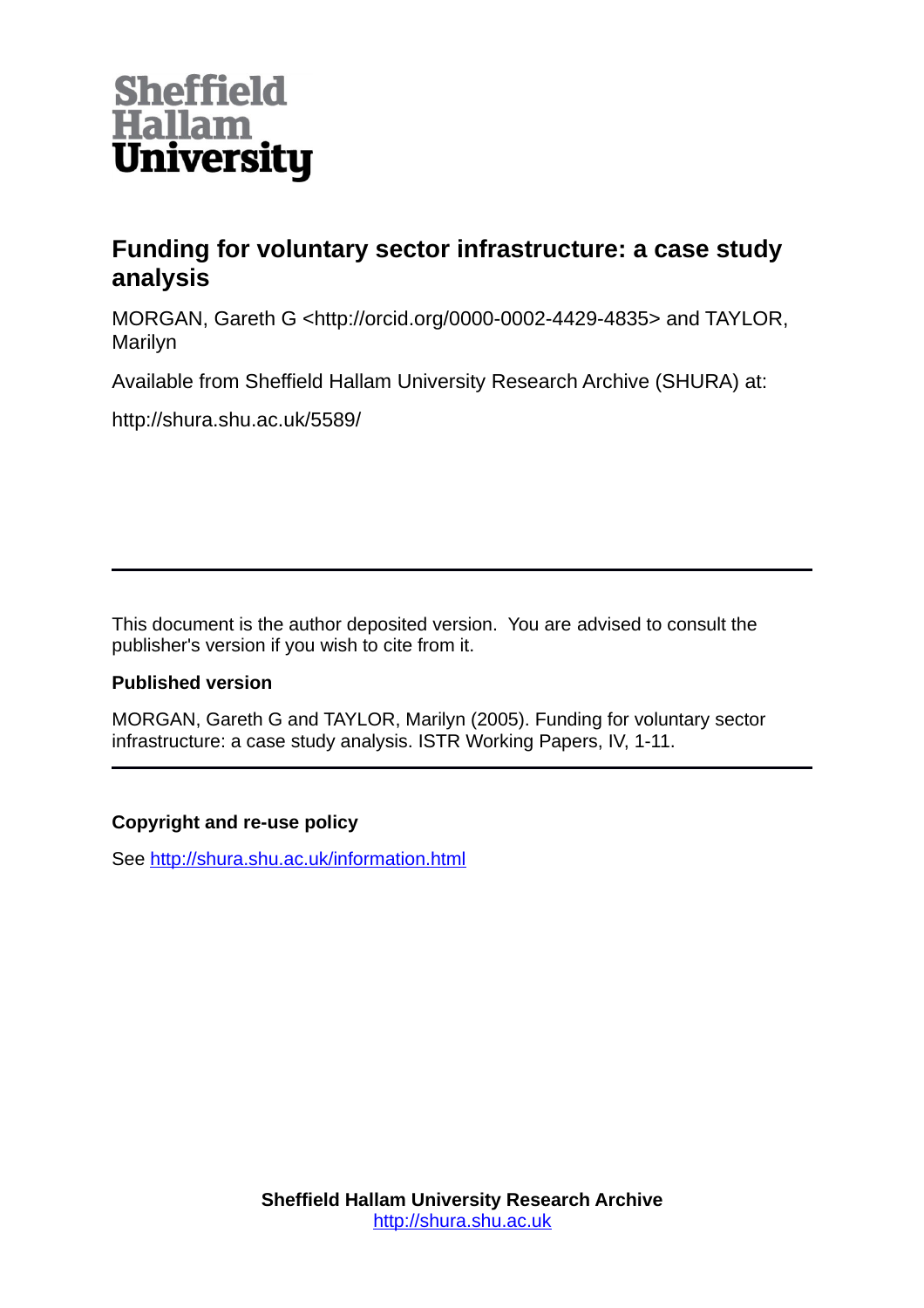Sheffield Hallam University

# Funding for voluntary sector infrastructure: a case study analysis

MORGAN, Gareth G <http://orcid.org/0000-0002-4429-4835> and TAYLOR, Marilyn

Available from Sheffield Hallam University Research Archive (SHURA) at:

http://shura.shu.ac.uk/5589/

---

This document is the author deposited version. You are advised to consult the publisher's version if you wish to cite from it.

**Published version**

MORGAN, Gareth G and TAYLOR, Marilyn (2005). Funding for voluntary sector infrastructure: a case study analysis. ISTR Working Papers, IV, 1-11.

---

**Copyright and re-use policy**

See http://shura.shu.ac.uk/information.html

**Sheffield Hallam University Research Archive**
http://shura.shu.ac.uk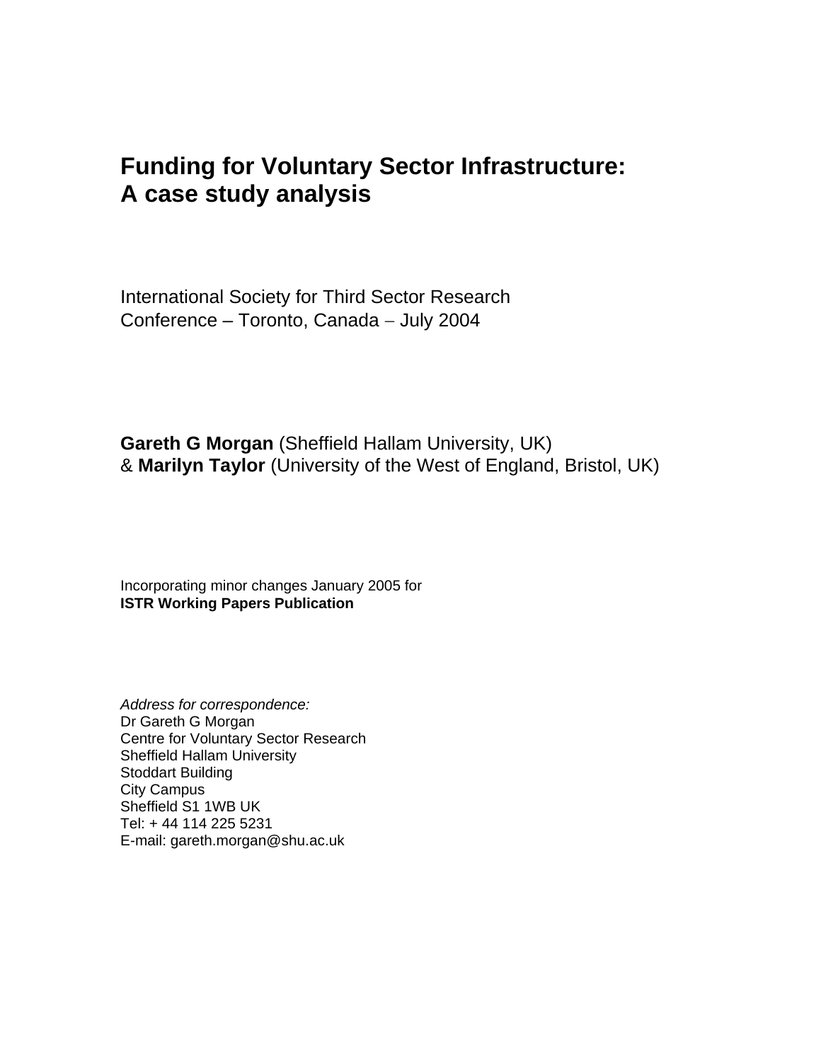# Funding for Voluntary Sector Infrastructure: A case study analysis

International Society for Third Sector Research
Conference – Toronto, Canada – July 2004

**Gareth G Morgan** (Sheffield Hallam University, UK)
& **Marilyn Taylor** (University of the West of England, Bristol, UK)

Incorporating minor changes January 2005 for
**ISTR Working Papers Publication**

*Address for correspondence:*
Dr Gareth G Morgan
Centre for Voluntary Sector Research
Sheffield Hallam University
Stoddart Building
City Campus
Sheffield S1 1WB UK
Tel: + 44 114 225 5231
E-mail: gareth.morgan@shu.ac.uk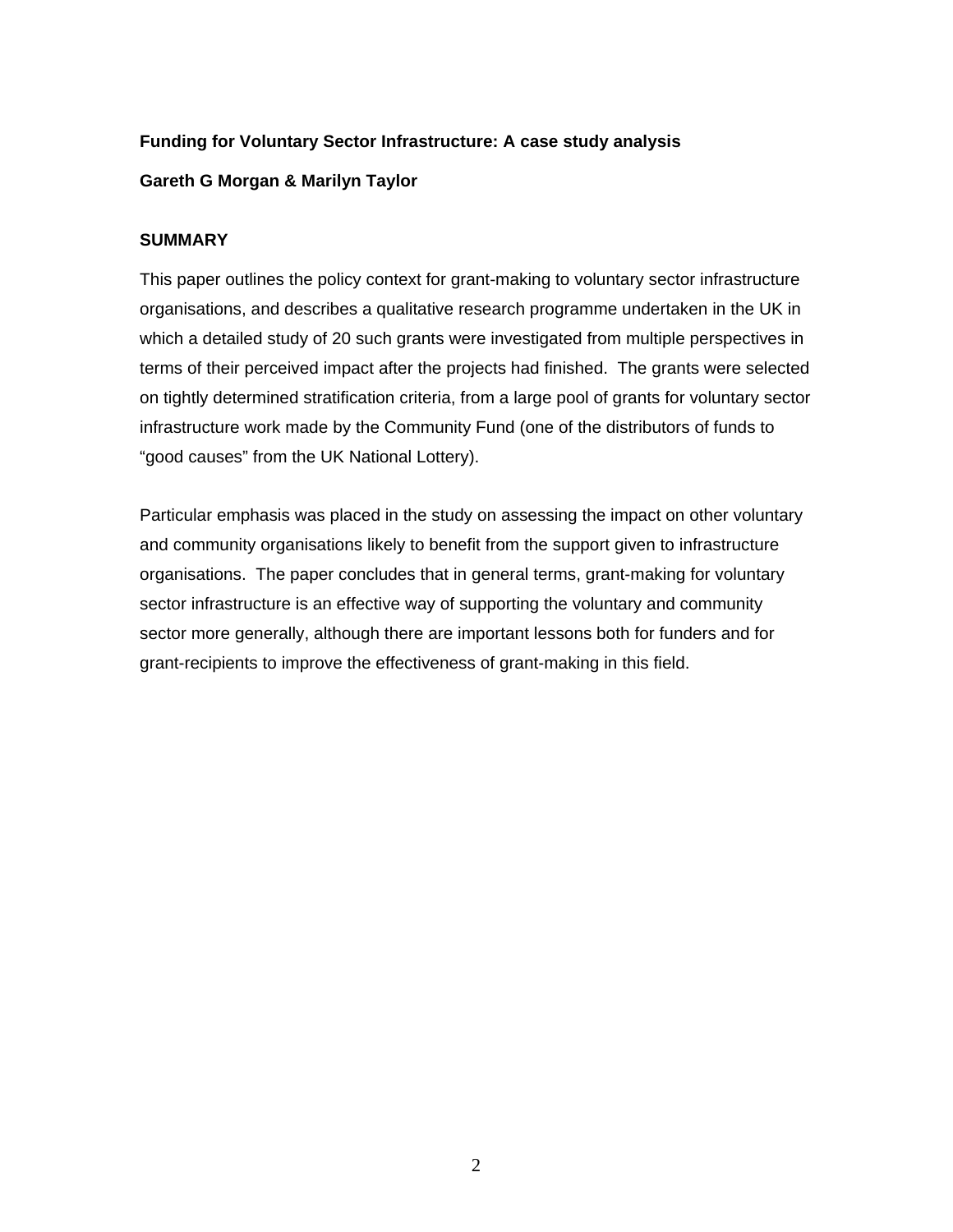**Funding for Voluntary Sector Infrastructure: A case study analysis**

**Gareth G Morgan & Marilyn Taylor**

## SUMMARY

This paper outlines the policy context for grant-making to voluntary sector infrastructure organisations, and describes a qualitative research programme undertaken in the UK in which a detailed study of 20 such grants were investigated from multiple perspectives in terms of their perceived impact after the projects had finished. The grants were selected on tightly determined stratification criteria, from a large pool of grants for voluntary sector infrastructure work made by the Community Fund (one of the distributors of funds to "good causes" from the UK National Lottery).

Particular emphasis was placed in the study on assessing the impact on other voluntary and community organisations likely to benefit from the support given to infrastructure organisations. The paper concludes that in general terms, grant-making for voluntary sector infrastructure is an effective way of supporting the voluntary and community sector more generally, although there are important lessons both for funders and for grant-recipients to improve the effectiveness of grant-making in this field.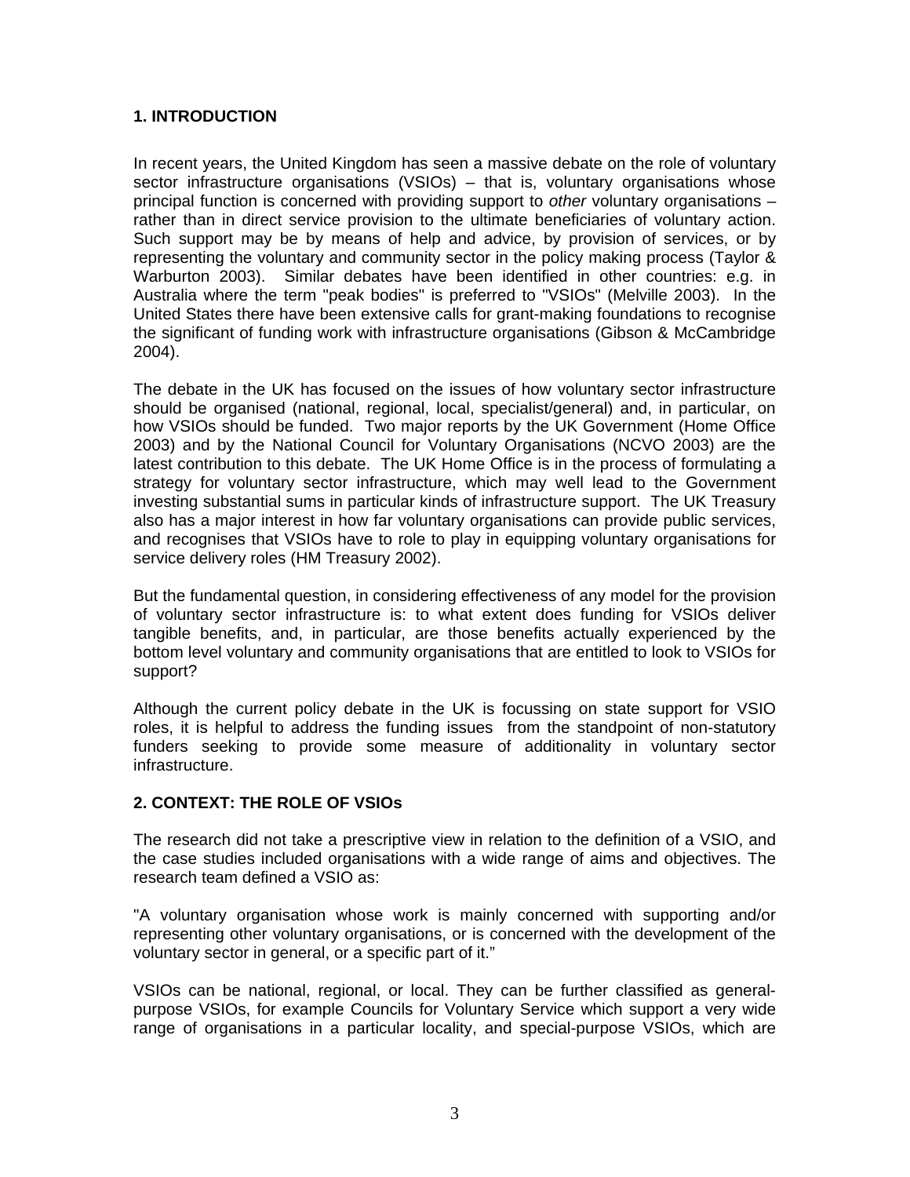## 1. INTRODUCTION

In recent years, the United Kingdom has seen a massive debate on the role of voluntary sector infrastructure organisations (VSIOs) – that is, voluntary organisations whose principal function is concerned with providing support to *other* voluntary organisations – rather than in direct service provision to the ultimate beneficiaries of voluntary action. Such support may be by means of help and advice, by provision of services, or by representing the voluntary and community sector in the policy making process (Taylor & Warburton 2003). Similar debates have been identified in other countries: e.g. in Australia where the term "peak bodies" is preferred to "VSIOs" (Melville 2003). In the United States there have been extensive calls for grant-making foundations to recognise the significant of funding work with infrastructure organisations (Gibson & McCambridge 2004).

The debate in the UK has focused on the issues of how voluntary sector infrastructure should be organised (national, regional, local, specialist/general) and, in particular, on how VSIOs should be funded. Two major reports by the UK Government (Home Office 2003) and by the National Council for Voluntary Organisations (NCVO 2003) are the latest contribution to this debate. The UK Home Office is in the process of formulating a strategy for voluntary sector infrastructure, which may well lead to the Government investing substantial sums in particular kinds of infrastructure support. The UK Treasury also has a major interest in how far voluntary organisations can provide public services, and recognises that VSIOs have to role to play in equipping voluntary organisations for service delivery roles (HM Treasury 2002).

But the fundamental question, in considering effectiveness of any model for the provision of voluntary sector infrastructure is: to what extent does funding for VSIOs deliver tangible benefits, and, in particular, are those benefits actually experienced by the bottom level voluntary and community organisations that are entitled to look to VSIOs for support?

Although the current policy debate in the UK is focussing on state support for VSIO roles, it is helpful to address the funding issues from the standpoint of non-statutory funders seeking to provide some measure of additionality in voluntary sector infrastructure.

## 2. CONTEXT: THE ROLE OF VSIOs

The research did not take a prescriptive view in relation to the definition of a VSIO, and the case studies included organisations with a wide range of aims and objectives. The research team defined a VSIO as:

"A voluntary organisation whose work is mainly concerned with supporting and/or representing other voluntary organisations, or is concerned with the development of the voluntary sector in general, or a specific part of it."

VSIOs can be national, regional, or local. They can be further classified as general-purpose VSIOs, for example Councils for Voluntary Service which support a very wide range of organisations in a particular locality, and special-purpose VSIOs, which are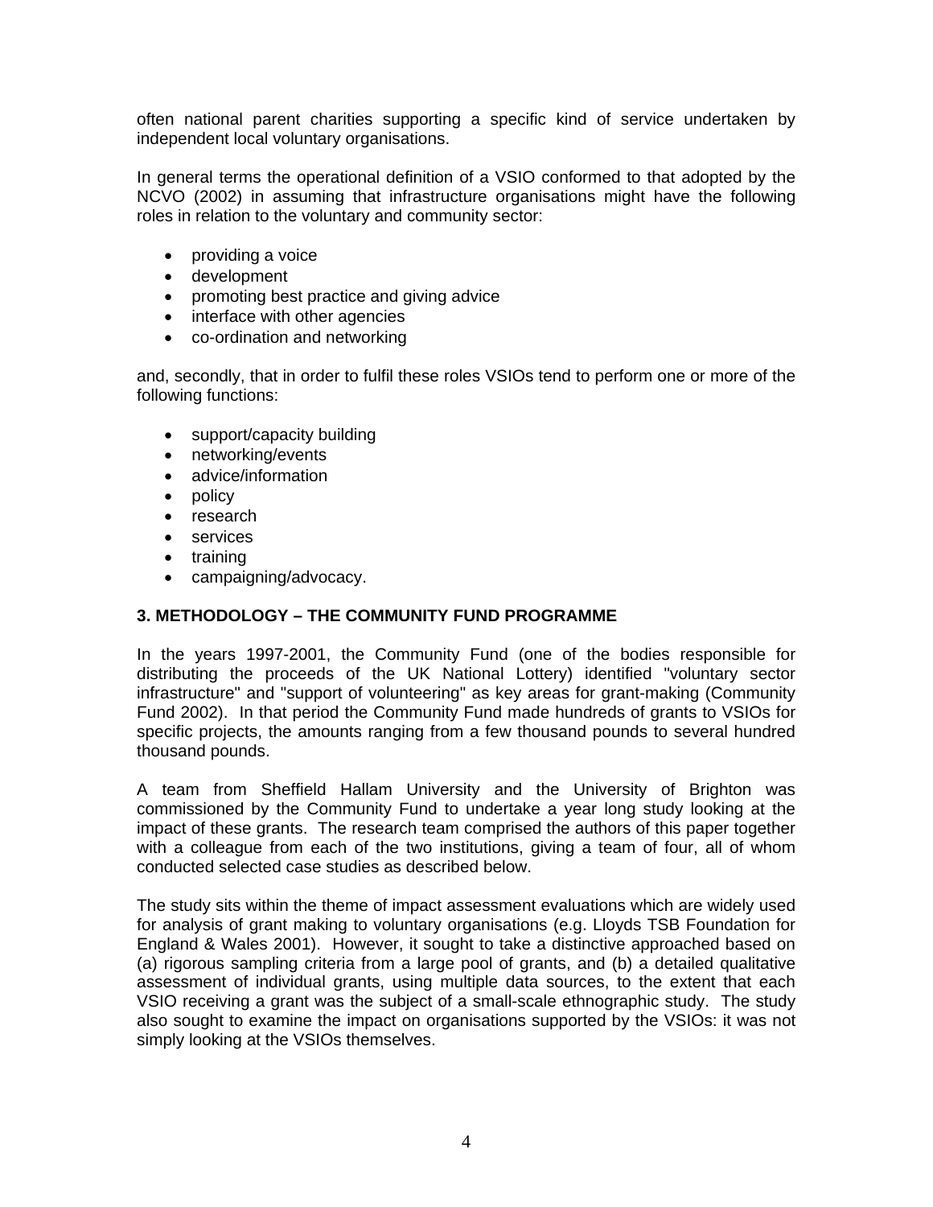often national parent charities supporting a specific kind of service undertaken by independent local voluntary organisations.

In general terms the operational definition of a VSIO conformed to that adopted by the NCVO (2002) in assuming that infrastructure organisations might have the following roles in relation to the voluntary and community sector:

- providing a voice
- development
- promoting best practice and giving advice
- interface with other agencies
- co-ordination and networking

and, secondly, that in order to fulfil these roles VSIOs tend to perform one or more of the following functions:

- support/capacity building
- networking/events
- advice/information
- policy
- research
- services
- training
- campaigning/advocacy.

## 3. METHODOLOGY – THE COMMUNITY FUND PROGRAMME

In the years 1997-2001, the Community Fund (one of the bodies responsible for distributing the proceeds of the UK National Lottery) identified "voluntary sector infrastructure" and "support of volunteering" as key areas for grant-making (Community Fund 2002). In that period the Community Fund made hundreds of grants to VSIOs for specific projects, the amounts ranging from a few thousand pounds to several hundred thousand pounds.

A team from Sheffield Hallam University and the University of Brighton was commissioned by the Community Fund to undertake a year long study looking at the impact of these grants. The research team comprised the authors of this paper together with a colleague from each of the two institutions, giving a team of four, all of whom conducted selected case studies as described below.

The study sits within the theme of impact assessment evaluations which are widely used for analysis of grant making to voluntary organisations (e.g. Lloyds TSB Foundation for England & Wales 2001). However, it sought to take a distinctive approached based on (a) rigorous sampling criteria from a large pool of grants, and (b) a detailed qualitative assessment of individual grants, using multiple data sources, to the extent that each VSIO receiving a grant was the subject of a small-scale ethnographic study. The study also sought to examine the impact on organisations supported by the VSIOs: it was not simply looking at the VSIOs themselves.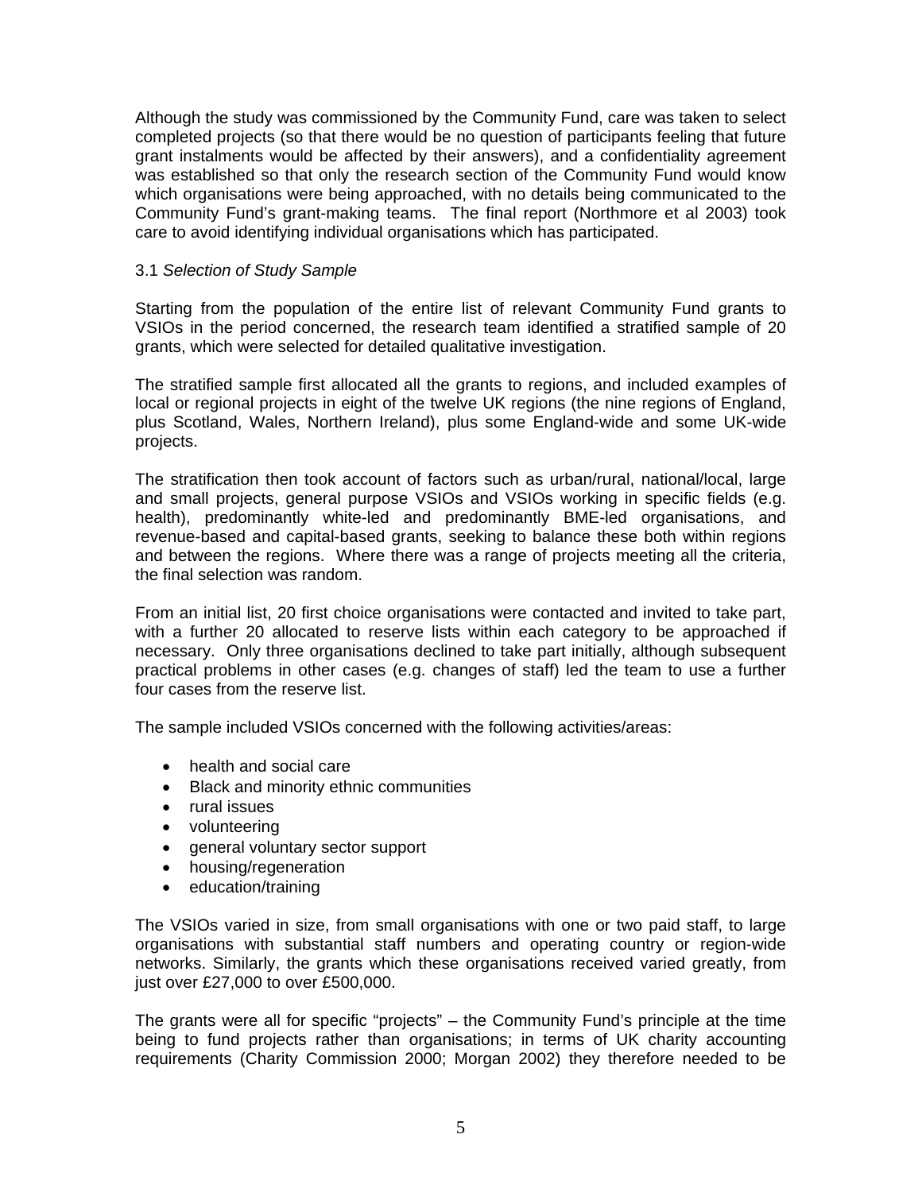Although the study was commissioned by the Community Fund, care was taken to select completed projects (so that there would be no question of participants feeling that future grant instalments would be affected by their answers), and a confidentiality agreement was established so that only the research section of the Community Fund would know which organisations were being approached, with no details being communicated to the Community Fund's grant-making teams. The final report (Northmore et al 2003) took care to avoid identifying individual organisations which has participated.

3.1 *Selection of Study Sample*

Starting from the population of the entire list of relevant Community Fund grants to VSIOs in the period concerned, the research team identified a stratified sample of 20 grants, which were selected for detailed qualitative investigation.

The stratified sample first allocated all the grants to regions, and included examples of local or regional projects in eight of the twelve UK regions (the nine regions of England, plus Scotland, Wales, Northern Ireland), plus some England-wide and some UK-wide projects.

The stratification then took account of factors such as urban/rural, national/local, large and small projects, general purpose VSIOs and VSIOs working in specific fields (e.g. health), predominantly white-led and predominantly BME-led organisations, and revenue-based and capital-based grants, seeking to balance these both within regions and between the regions. Where there was a range of projects meeting all the criteria, the final selection was random.

From an initial list, 20 first choice organisations were contacted and invited to take part, with a further 20 allocated to reserve lists within each category to be approached if necessary. Only three organisations declined to take part initially, although subsequent practical problems in other cases (e.g. changes of staff) led the team to use a further four cases from the reserve list.

The sample included VSIOs concerned with the following activities/areas:

- health and social care
- Black and minority ethnic communities
- rural issues
- volunteering
- general voluntary sector support
- housing/regeneration
- education/training

The VSIOs varied in size, from small organisations with one or two paid staff, to large organisations with substantial staff numbers and operating country or region-wide networks. Similarly, the grants which these organisations received varied greatly, from just over £27,000 to over £500,000.

The grants were all for specific "projects" – the Community Fund's principle at the time being to fund projects rather than organisations; in terms of UK charity accounting requirements (Charity Commission 2000; Morgan 2002) they therefore needed to be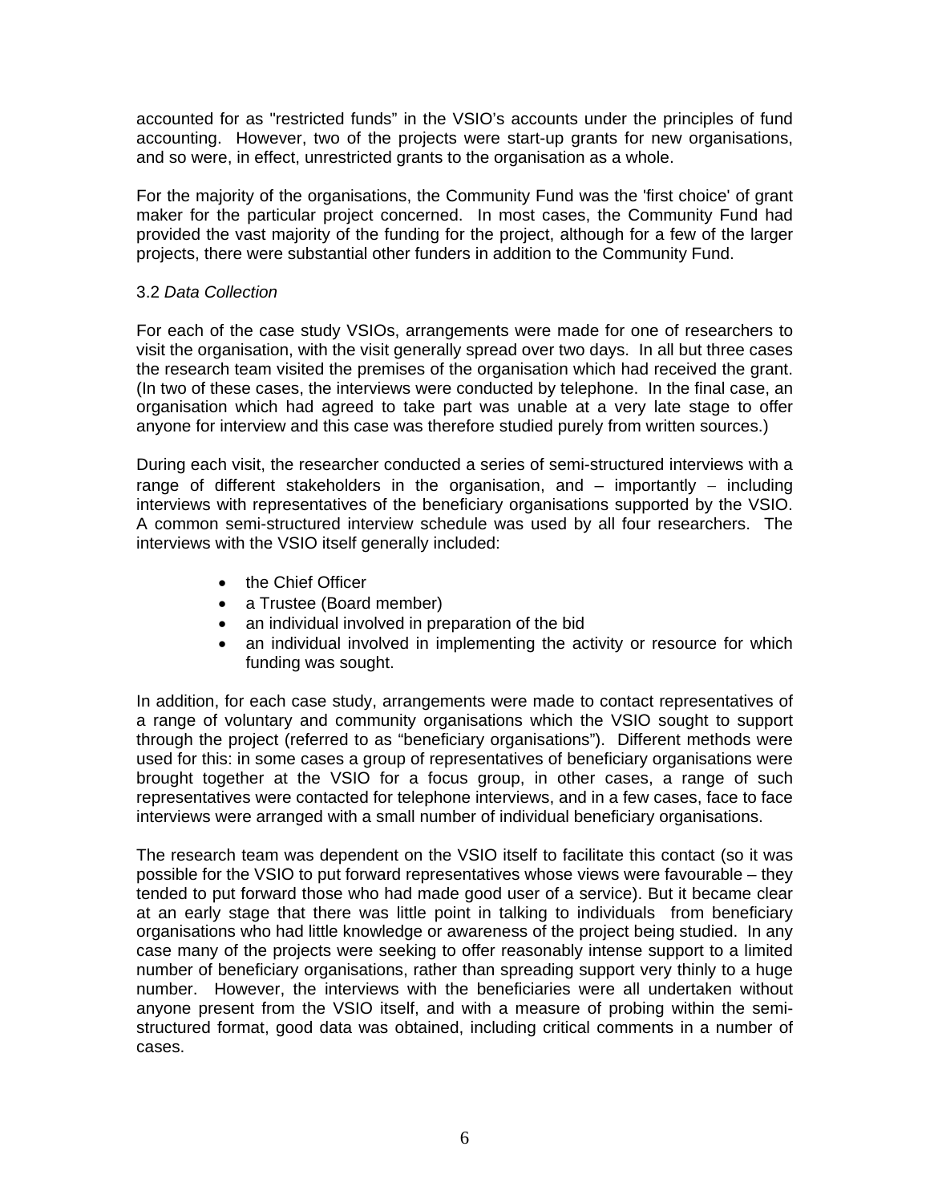accounted for as "restricted funds" in the VSIO's accounts under the principles of fund accounting. However, two of the projects were start-up grants for new organisations, and so were, in effect, unrestricted grants to the organisation as a whole.

For the majority of the organisations, the Community Fund was the 'first choice' of grant maker for the particular project concerned. In most cases, the Community Fund had provided the vast majority of the funding for the project, although for a few of the larger projects, there were substantial other funders in addition to the Community Fund.

### 3.2 *Data Collection*

For each of the case study VSIOs, arrangements were made for one of researchers to visit the organisation, with the visit generally spread over two days. In all but three cases the research team visited the premises of the organisation which had received the grant. (In two of these cases, the interviews were conducted by telephone. In the final case, an organisation which had agreed to take part was unable at a very late stage to offer anyone for interview and this case was therefore studied purely from written sources.)

During each visit, the researcher conducted a series of semi-structured interviews with a range of different stakeholders in the organisation, and – importantly – including interviews with representatives of the beneficiary organisations supported by the VSIO. A common semi-structured interview schedule was used by all four researchers. The interviews with the VSIO itself generally included:

- the Chief Officer
- a Trustee (Board member)
- an individual involved in preparation of the bid
- an individual involved in implementing the activity or resource for which funding was sought.

In addition, for each case study, arrangements were made to contact representatives of a range of voluntary and community organisations which the VSIO sought to support through the project (referred to as "beneficiary organisations"). Different methods were used for this: in some cases a group of representatives of beneficiary organisations were brought together at the VSIO for a focus group, in other cases, a range of such representatives were contacted for telephone interviews, and in a few cases, face to face interviews were arranged with a small number of individual beneficiary organisations.

The research team was dependent on the VSIO itself to facilitate this contact (so it was possible for the VSIO to put forward representatives whose views were favourable – they tended to put forward those who had made good user of a service). But it became clear at an early stage that there was little point in talking to individuals from beneficiary organisations who had little knowledge or awareness of the project being studied. In any case many of the projects were seeking to offer reasonably intense support to a limited number of beneficiary organisations, rather than spreading support very thinly to a huge number. However, the interviews with the beneficiaries were all undertaken without anyone present from the VSIO itself, and with a measure of probing within the semi-structured format, good data was obtained, including critical comments in a number of cases.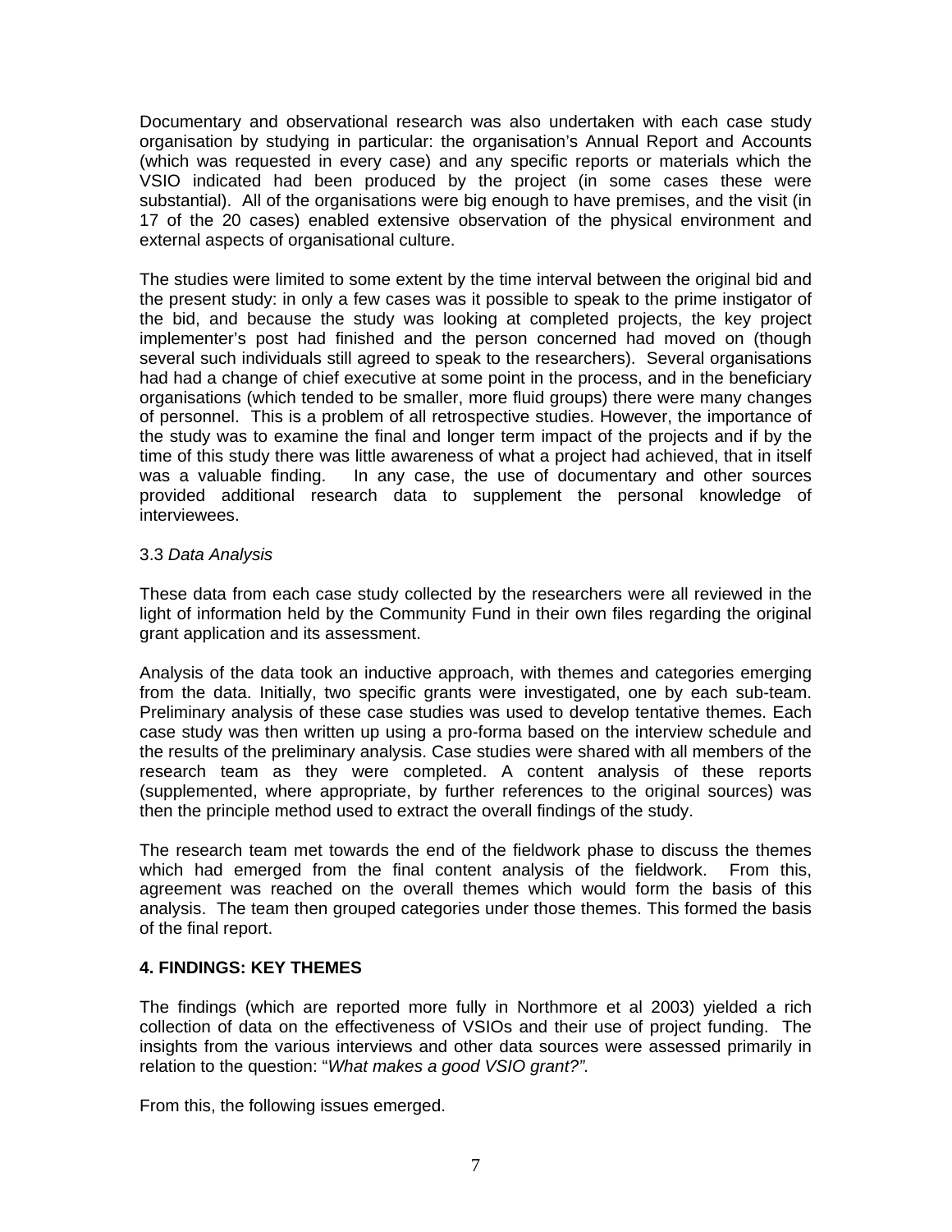Documentary and observational research was also undertaken with each case study organisation by studying in particular: the organisation's Annual Report and Accounts (which was requested in every case) and any specific reports or materials which the VSIO indicated had been produced by the project (in some cases these were substantial). All of the organisations were big enough to have premises, and the visit (in 17 of the 20 cases) enabled extensive observation of the physical environment and external aspects of organisational culture.

The studies were limited to some extent by the time interval between the original bid and the present study: in only a few cases was it possible to speak to the prime instigator of the bid, and because the study was looking at completed projects, the key project implementer's post had finished and the person concerned had moved on (though several such individuals still agreed to speak to the researchers). Several organisations had had a change of chief executive at some point in the process, and in the beneficiary organisations (which tended to be smaller, more fluid groups) there were many changes of personnel. This is a problem of all retrospective studies. However, the importance of the study was to examine the final and longer term impact of the projects and if by the time of this study there was little awareness of what a project had achieved, that in itself was a valuable finding. In any case, the use of documentary and other sources provided additional research data to supplement the personal knowledge of interviewees.

### 3.3 *Data Analysis*

These data from each case study collected by the researchers were all reviewed in the light of information held by the Community Fund in their own files regarding the original grant application and its assessment.

Analysis of the data took an inductive approach, with themes and categories emerging from the data. Initially, two specific grants were investigated, one by each sub-team. Preliminary analysis of these case studies was used to develop tentative themes. Each case study was then written up using a pro-forma based on the interview schedule and the results of the preliminary analysis. Case studies were shared with all members of the research team as they were completed. A content analysis of these reports (supplemented, where appropriate, by further references to the original sources) was then the principle method used to extract the overall findings of the study.

The research team met towards the end of the fieldwork phase to discuss the themes which had emerged from the final content analysis of the fieldwork. From this, agreement was reached on the overall themes which would form the basis of this analysis. The team then grouped categories under those themes. This formed the basis of the final report.

## 4. FINDINGS: KEY THEMES

The findings (which are reported more fully in Northmore et al 2003) yielded a rich collection of data on the effectiveness of VSIOs and their use of project funding. The insights from the various interviews and other data sources were assessed primarily in relation to the question: "*What makes a good VSIO grant?".*

From this, the following issues emerged.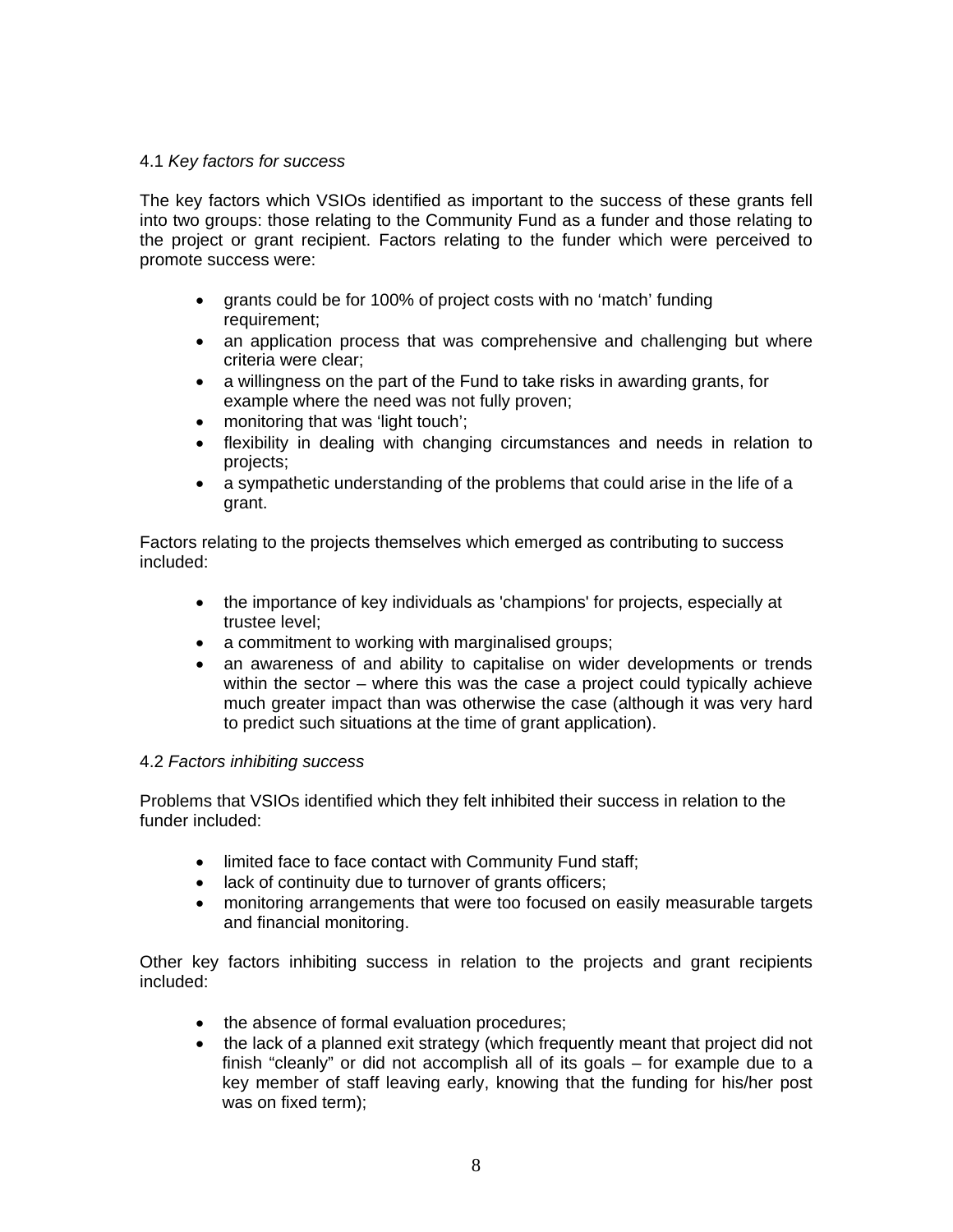### 4.1 *Key factors for success*

The key factors which VSIOs identified as important to the success of these grants fell into two groups: those relating to the Community Fund as a funder and those relating to the project or grant recipient. Factors relating to the funder which were perceived to promote success were:

- grants could be for 100% of project costs with no 'match' funding requirement;
- an application process that was comprehensive and challenging but where criteria were clear;
- a willingness on the part of the Fund to take risks in awarding grants, for example where the need was not fully proven;
- monitoring that was 'light touch';
- flexibility in dealing with changing circumstances and needs in relation to projects;
- a sympathetic understanding of the problems that could arise in the life of a grant.

Factors relating to the projects themselves which emerged as contributing to success included:

- the importance of key individuals as 'champions' for projects, especially at trustee level;
- a commitment to working with marginalised groups;
- an awareness of and ability to capitalise on wider developments or trends within the sector – where this was the case a project could typically achieve much greater impact than was otherwise the case (although it was very hard to predict such situations at the time of grant application).

### 4.2 *Factors inhibiting success*

Problems that VSIOs identified which they felt inhibited their success in relation to the funder included:

- limited face to face contact with Community Fund staff;
- lack of continuity due to turnover of grants officers;
- monitoring arrangements that were too focused on easily measurable targets and financial monitoring.

Other key factors inhibiting success in relation to the projects and grant recipients included:

- the absence of formal evaluation procedures;
- the lack of a planned exit strategy (which frequently meant that project did not finish "cleanly" or did not accomplish all of its goals – for example due to a key member of staff leaving early, knowing that the funding for his/her post was on fixed term);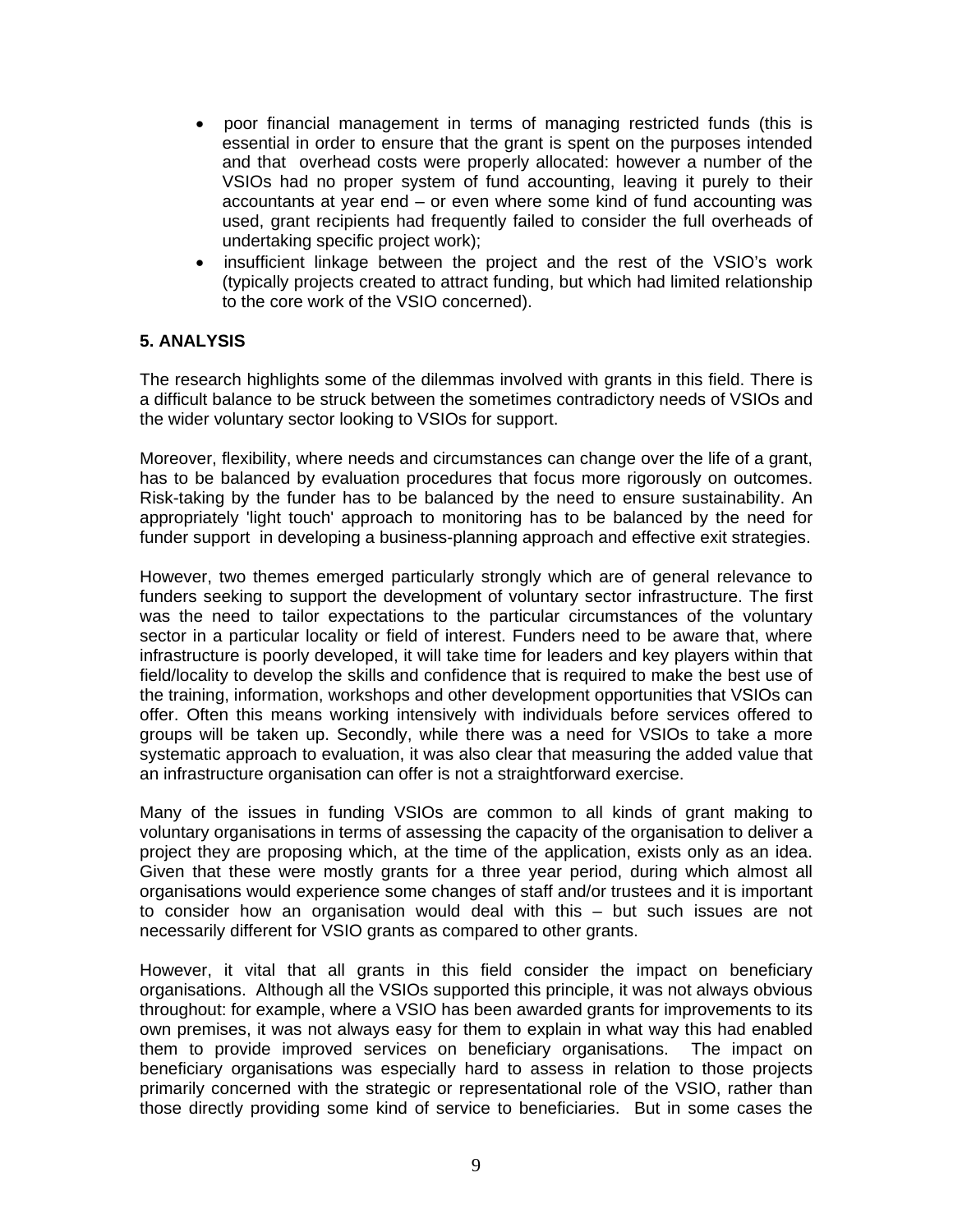- poor financial management in terms of managing restricted funds (this is essential in order to ensure that the grant is spent on the purposes intended and that overhead costs were properly allocated: however a number of the VSIOs had no proper system of fund accounting, leaving it purely to their accountants at year end – or even where some kind of fund accounting was used, grant recipients had frequently failed to consider the full overheads of undertaking specific project work);
- insufficient linkage between the project and the rest of the VSIO's work (typically projects created to attract funding, but which had limited relationship to the core work of the VSIO concerned).

## 5. ANALYSIS

The research highlights some of the dilemmas involved with grants in this field. There is a difficult balance to be struck between the sometimes contradictory needs of VSIOs and the wider voluntary sector looking to VSIOs for support.

Moreover, flexibility, where needs and circumstances can change over the life of a grant, has to be balanced by evaluation procedures that focus more rigorously on outcomes. Risk-taking by the funder has to be balanced by the need to ensure sustainability. An appropriately 'light touch' approach to monitoring has to be balanced by the need for funder support in developing a business-planning approach and effective exit strategies.

However, two themes emerged particularly strongly which are of general relevance to funders seeking to support the development of voluntary sector infrastructure. The first was the need to tailor expectations to the particular circumstances of the voluntary sector in a particular locality or field of interest. Funders need to be aware that, where infrastructure is poorly developed, it will take time for leaders and key players within that field/locality to develop the skills and confidence that is required to make the best use of the training, information, workshops and other development opportunities that VSIOs can offer. Often this means working intensively with individuals before services offered to groups will be taken up. Secondly, while there was a need for VSIOs to take a more systematic approach to evaluation, it was also clear that measuring the added value that an infrastructure organisation can offer is not a straightforward exercise.

Many of the issues in funding VSIOs are common to all kinds of grant making to voluntary organisations in terms of assessing the capacity of the organisation to deliver a project they are proposing which, at the time of the application, exists only as an idea. Given that these were mostly grants for a three year period, during which almost all organisations would experience some changes of staff and/or trustees and it is important to consider how an organisation would deal with this – but such issues are not necessarily different for VSIO grants as compared to other grants.

However, it vital that all grants in this field consider the impact on beneficiary organisations. Although all the VSIOs supported this principle, it was not always obvious throughout: for example, where a VSIO has been awarded grants for improvements to its own premises, it was not always easy for them to explain in what way this had enabled them to provide improved services on beneficiary organisations. The impact on beneficiary organisations was especially hard to assess in relation to those projects primarily concerned with the strategic or representational role of the VSIO, rather than those directly providing some kind of service to beneficiaries. But in some cases the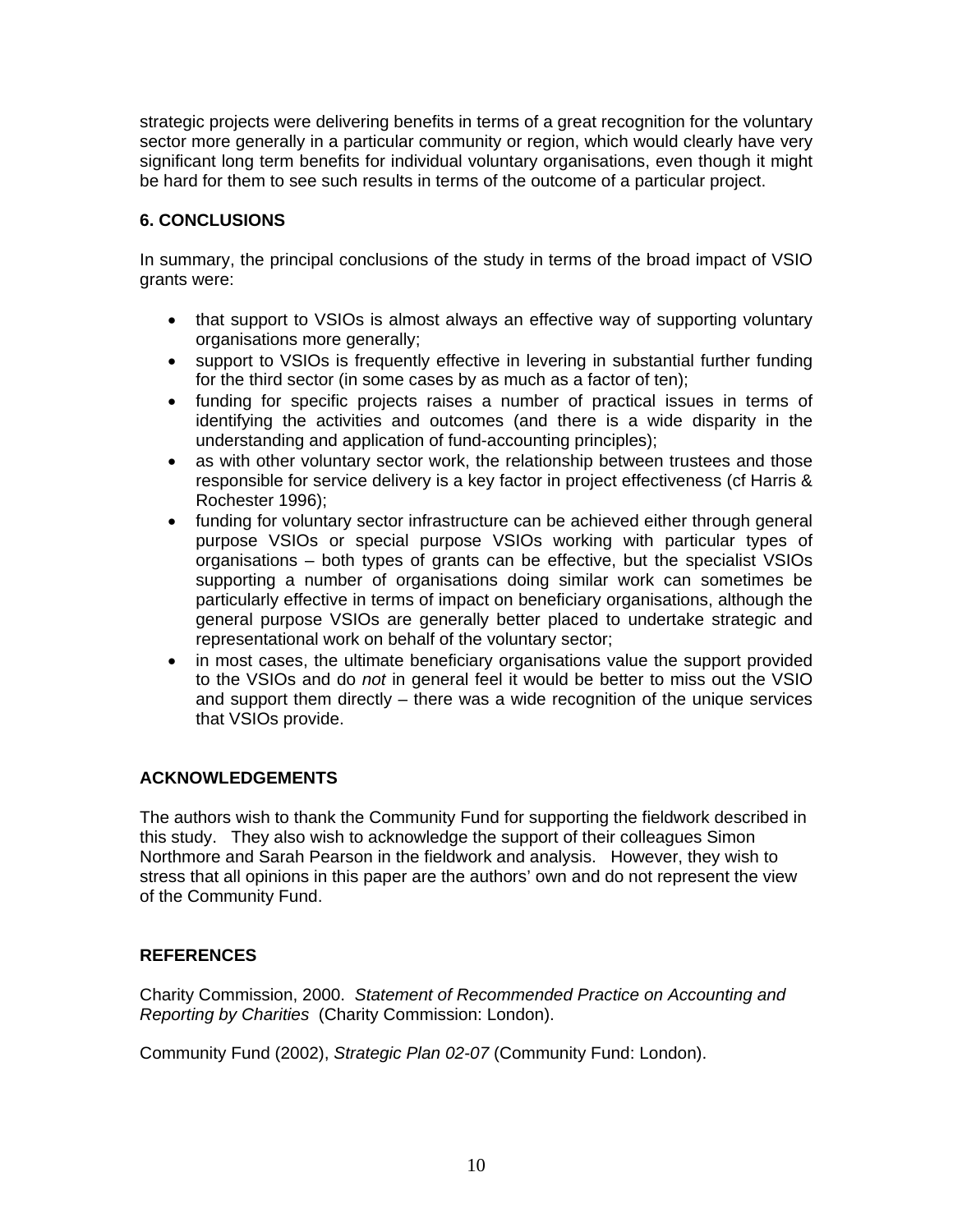strategic projects were delivering benefits in terms of a great recognition for the voluntary sector more generally in a particular community or region, which would clearly have very significant long term benefits for individual voluntary organisations, even though it might be hard for them to see such results in terms of the outcome of a particular project.

## 6. CONCLUSIONS

In summary, the principal conclusions of the study in terms of the broad impact of VSIO grants were:

- that support to VSIOs is almost always an effective way of supporting voluntary organisations more generally;
- support to VSIOs is frequently effective in levering in substantial further funding for the third sector (in some cases by as much as a factor of ten);
- funding for specific projects raises a number of practical issues in terms of identifying the activities and outcomes (and there is a wide disparity in the understanding and application of fund-accounting principles);
- as with other voluntary sector work, the relationship between trustees and those responsible for service delivery is a key factor in project effectiveness (cf Harris & Rochester 1996);
- funding for voluntary sector infrastructure can be achieved either through general purpose VSIOs or special purpose VSIOs working with particular types of organisations – both types of grants can be effective, but the specialist VSIOs supporting a number of organisations doing similar work can sometimes be particularly effective in terms of impact on beneficiary organisations, although the general purpose VSIOs are generally better placed to undertake strategic and representational work on behalf of the voluntary sector;
- in most cases, the ultimate beneficiary organisations value the support provided to the VSIOs and do *not* in general feel it would be better to miss out the VSIO and support them directly – there was a wide recognition of the unique services that VSIOs provide.

## ACKNOWLEDGEMENTS

The authors wish to thank the Community Fund for supporting the fieldwork described in this study. They also wish to acknowledge the support of their colleagues Simon Northmore and Sarah Pearson in the fieldwork and analysis. However, they wish to stress that all opinions in this paper are the authors' own and do not represent the view of the Community Fund.

## REFERENCES

Charity Commission, 2000. *Statement of Recommended Practice on Accounting and Reporting by Charities* (Charity Commission: London).

Community Fund (2002), *Strategic Plan 02-07* (Community Fund: London).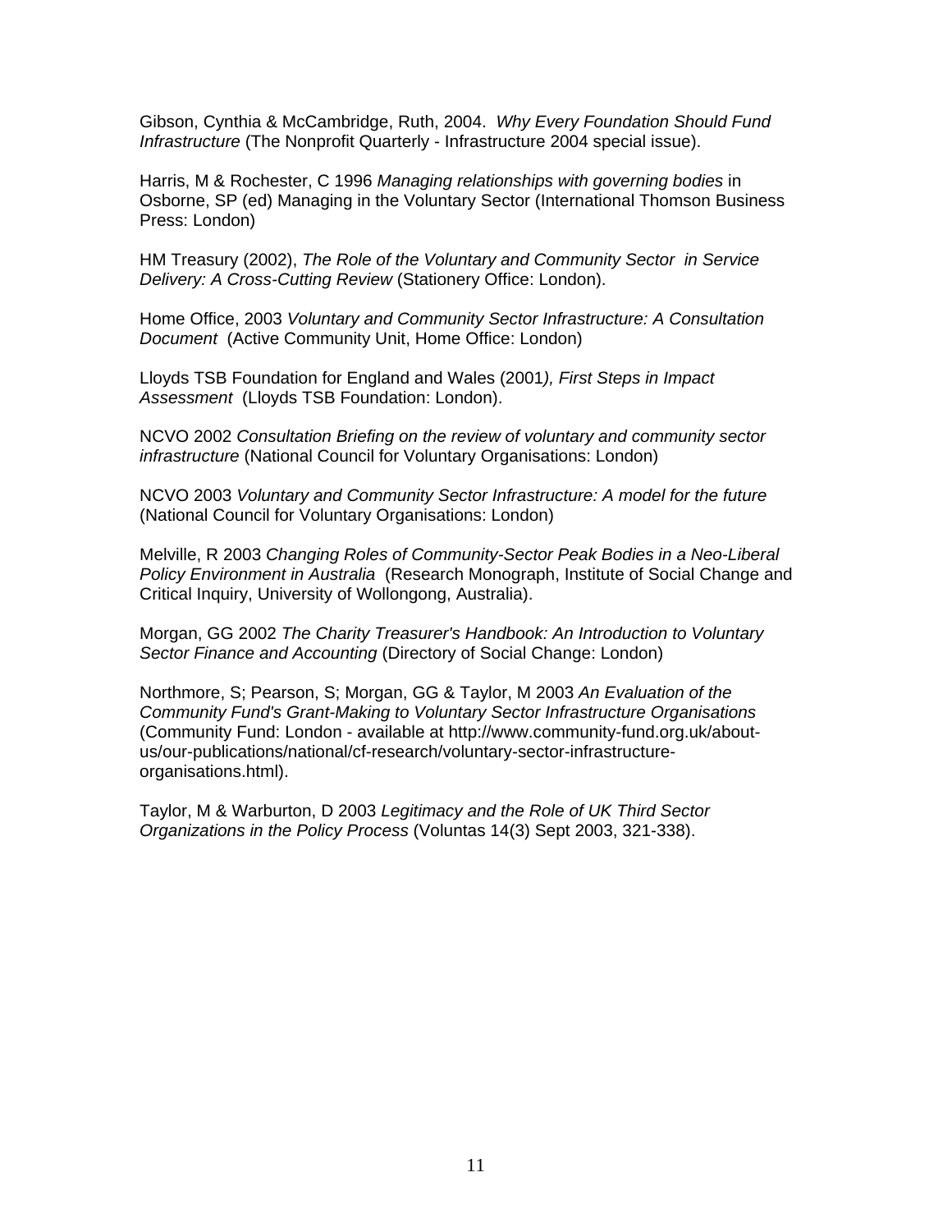Gibson, Cynthia & McCambridge, Ruth, 2004. *Why Every Foundation Should Fund Infrastructure* (The Nonprofit Quarterly - Infrastructure 2004 special issue).

Harris, M & Rochester, C 1996 *Managing relationships with governing bodies* in Osborne, SP (ed) Managing in the Voluntary Sector (International Thomson Business Press: London)

HM Treasury (2002), *The Role of the Voluntary and Community Sector in Service Delivery: A Cross-Cutting Review* (Stationery Office: London).

Home Office, 2003 *Voluntary and Community Sector Infrastructure: A Consultation Document* (Active Community Unit, Home Office: London)

Lloyds TSB Foundation for England and Wales (2001*), First Steps in Impact Assessment* (Lloyds TSB Foundation: London).

NCVO 2002 *Consultation Briefing on the review of voluntary and community sector infrastructure* (National Council for Voluntary Organisations: London)

NCVO 2003 *Voluntary and Community Sector Infrastructure: A model for the future* (National Council for Voluntary Organisations: London)

Melville, R 2003 *Changing Roles of Community-Sector Peak Bodies in a Neo-Liberal Policy Environment in Australia* (Research Monograph, Institute of Social Change and Critical Inquiry, University of Wollongong, Australia).

Morgan, GG 2002 *The Charity Treasurer's Handbook: An Introduction to Voluntary Sector Finance and Accounting* (Directory of Social Change: London)

Northmore, S; Pearson, S; Morgan, GG & Taylor, M 2003 *An Evaluation of the Community Fund's Grant-Making to Voluntary Sector Infrastructure Organisations* (Community Fund: London - available at http://www.community-fund.org.uk/about-us/our-publications/national/cf-research/voluntary-sector-infrastructure-organisations.html).

Taylor, M & Warburton, D 2003 *Legitimacy and the Role of UK Third Sector Organizations in the Policy Process* (Voluntas 14(3) Sept 2003, 321-338).